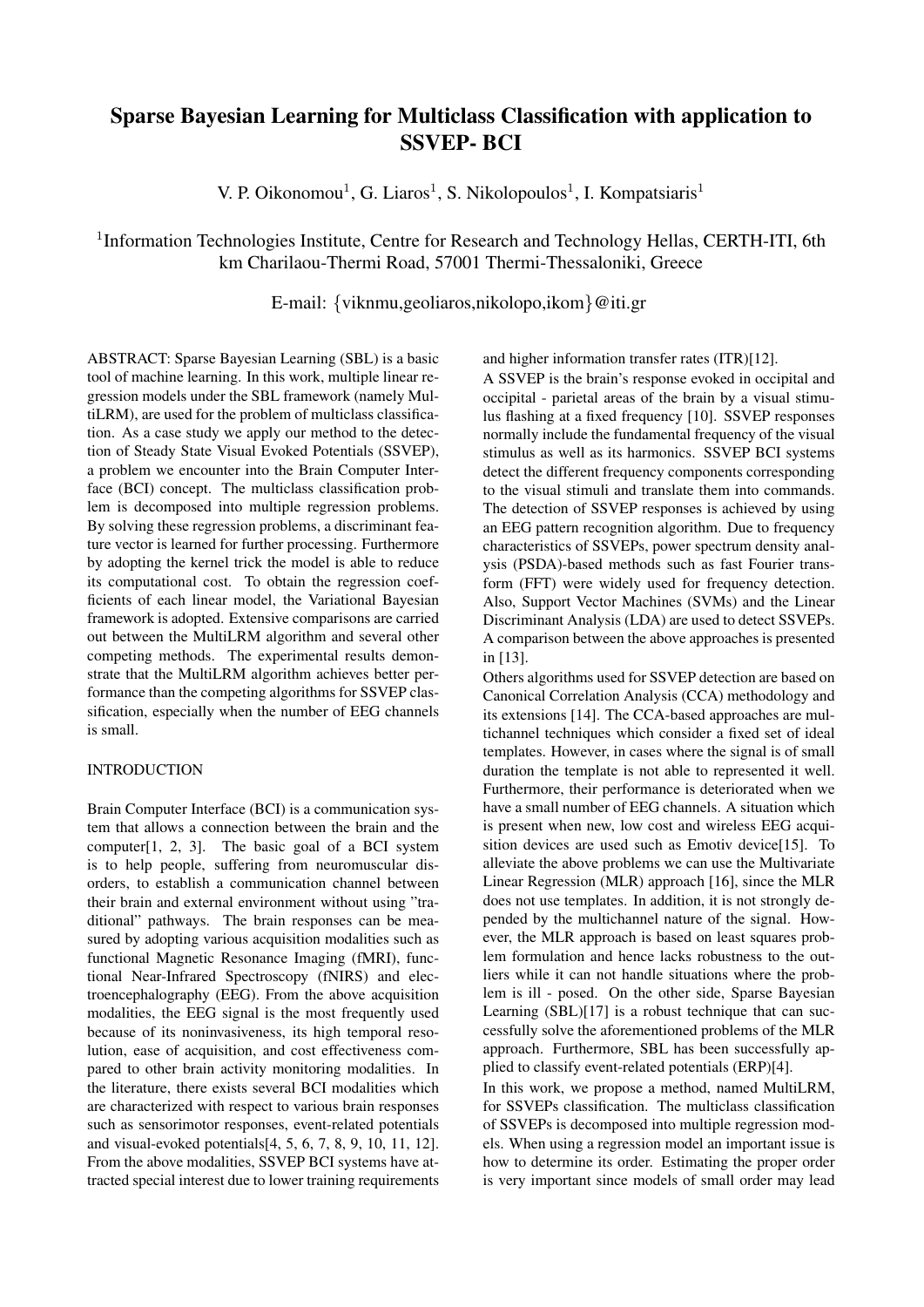# Sparse Bayesian Learning for Multiclass Classification with application to SSVEP- BCI

V. P. Oikonomou[1], G. Liaros[1], S. Nikolopoulos[1], I. Kompatsiaris[1]

[1]Information Technologies Institute, Centre for Research and Technology Hellas, CERTH-ITI, 6th km Charilaou-Thermi Road, 57001 Thermi-Thessaloniki, Greece

E-mail: {viknmu,geoliaros,nikolopo,ikom}@iti.gr

ABSTRACT: Sparse Bayesian Learning (SBL) is a basic tool of machine learning. In this work, multiple linear regression models under the SBL framework (namely MultiLRM), are used for the problem of multiclass classification. As a case study we apply our method to the detection of Steady State Visual Evoked Potentials (SSVEP), a problem we encounter into the Brain Computer Interface (BCI) concept. The multiclass classification problem is decomposed into multiple regression problems. By solving these regression problems, a discriminant feature vector is learned for further processing. Furthermore by adopting the kernel trick the model is able to reduce its computational cost. To obtain the regression coefficients of each linear model, the Variational Bayesian framework is adopted. Extensive comparisons are carried out between the MultiLRM algorithm and several other competing methods. The experimental results demonstrate that the MultiLRM algorithm achieves better performance than the competing algorithms for SSVEP classification, especially when the number of EEG channels is small.

## INTRODUCTION

Brain Computer Interface (BCI) is a communication system that allows a connection between the brain and the computer[1, 2, 3]. The basic goal of a BCI system is to help people, suffering from neuromuscular disorders, to establish a communication channel between their brain and external environment without using "traditional" pathways. The brain responses can be measured by adopting various acquisition modalities such as functional Magnetic Resonance Imaging (fMRI), functional Near-Infrared Spectroscopy (fNIRS) and electroencephalography (EEG). From the above acquisition modalities, the EEG signal is the most frequently used because of its noninvasiveness, its high temporal resolution, ease of acquisition, and cost effectiveness compared to other brain activity monitoring modalities. In the literature, there exists several BCI modalities which are characterized with respect to various brain responses such as sensorimotor responses, event-related potentials and visual-evoked potentials[4, 5, 6, 7, 8, 9, 10, 11, 12]. From the above modalities, SSVEP BCI systems have attracted special interest due to lower training requirements and higher information transfer rates (ITR)[12].

A SSVEP is the brain's response evoked in occipital and occipital - parietal areas of the brain by a visual stimulus flashing at a fixed frequency [10]. SSVEP responses normally include the fundamental frequency of the visual stimulus as well as its harmonics. SSVEP BCI systems detect the different frequency components corresponding to the visual stimuli and translate them into commands. The detection of SSVEP responses is achieved by using an EEG pattern recognition algorithm. Due to frequency characteristics of SSVEPs, power spectrum density analysis (PSDA)-based methods such as fast Fourier transform (FFT) were widely used for frequency detection. Also, Support Vector Machines (SVMs) and the Linear Discriminant Analysis (LDA) are used to detect SSVEPs. A comparison between the above approaches is presented in [13].

Others algorithms used for SSVEP detection are based on Canonical Correlation Analysis (CCA) methodology and its extensions [14]. The CCA-based approaches are multichannel techniques which consider a fixed set of ideal templates. However, in cases where the signal is of small duration the template is not able to represented it well. Furthermore, their performance is deteriorated when we have a small number of EEG channels. A situation which is present when new, low cost and wireless EEG acquisition devices are used such as Emotiv device[15]. To alleviate the above problems we can use the Multivariate Linear Regression (MLR) approach [16], since the MLR does not use templates. In addition, it is not strongly depended by the multichannel nature of the signal. However, the MLR approach is based on least squares problem formulation and hence lacks robustness to the outliers while it can not handle situations where the problem is ill - posed. On the other side, Sparse Bayesian Learning (SBL)[17] is a robust technique that can successfully solve the aforementioned problems of the MLR approach. Furthermore, SBL has been successfully applied to classify event-related potentials (ERP)[4].

In this work, we propose a method, named MultiLRM, for SSVEPs classification. The multiclass classification of SSVEPs is decomposed into multiple regression models. When using a regression model an important issue is how to determine its order. Estimating the proper order is very important since models of small order may lead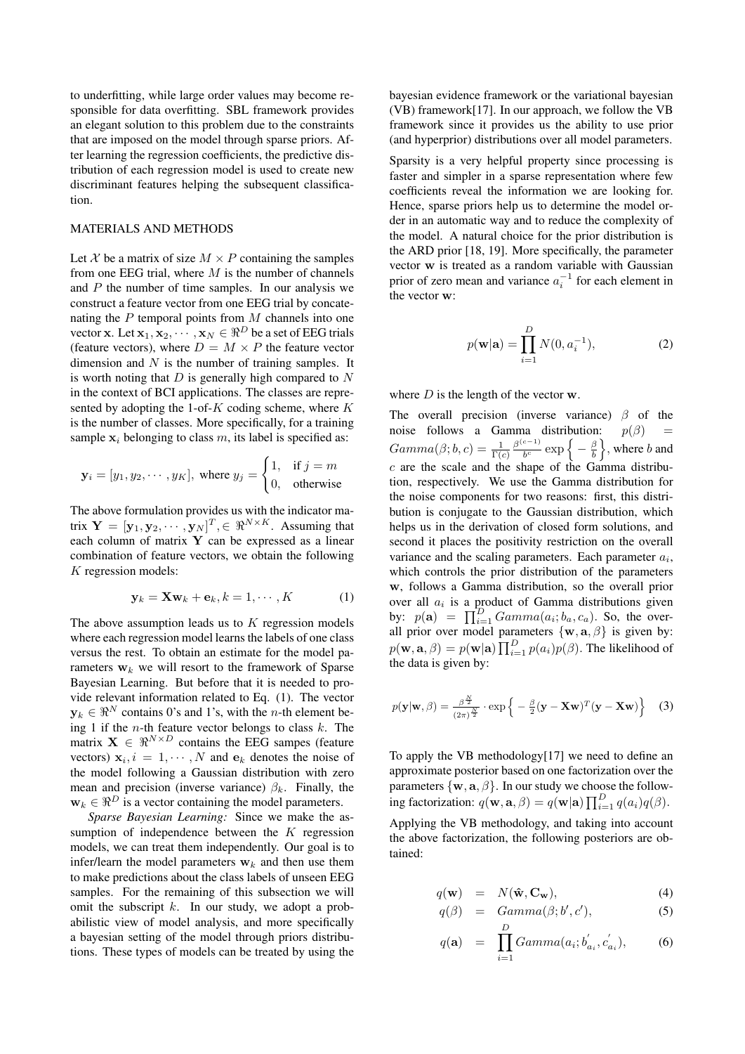to underfitting, while large order values may become responsible for data overfitting. SBL framework provides an elegant solution to this problem due to the constraints that are imposed on the model through sparse priors. After learning the regression coefficients, the predictive distribution of each regression model is used to create new discriminant features helping the subsequent classification.

## MATERIALS AND METHODS

Let $\mathcal{X}$ be a matrix of size $M \times P$ containing the samples from one EEG trial, where $M$ is the number of channels and $P$ the number of time samples. In our analysis we construct a feature vector from one EEG trial by concatenating the $P$ temporal points from $M$ channels into one vector $\mathbf{x}$. Let $\mathbf{x}_1, \mathbf{x}_2, \cdots, \mathbf{x}_N \in \Re^D$ be a set of EEG trials (feature vectors), where $D = M \times P$ the feature vector dimension and $N$ is the number of training samples. It is worth noting that $D$ is generally high compared to $N$ in the context of BCI applications. The classes are represented by adopting the 1-of-$K$ coding scheme, where $K$ is the number of classes. More specifically, for a training sample $\mathbf{x}_i$ belonging to class $m$, its label is specified as:

$$\mathbf{y}_i = [y_1, y_2, \cdots, y_K], \text{ where } y_j = \begin{cases} 1, & \text{if } j = m \\ 0, & \text{otherwise} \end{cases}$$

The above formulation provides us with the indicator matrix $\mathbf{Y} = [\mathbf{y}_1, \mathbf{y}_2, \cdots, \mathbf{y}_N]^T, \in \Re^{N \times K}$. Assuming that each column of matrix $\mathbf{Y}$ can be expressed as a linear combination of feature vectors, we obtain the following $K$ regression models:

$$\mathbf{y}_k = \mathbf{X}\mathbf{w}_k + \mathbf{e}_k, k = 1, \cdots, K \tag{1}$$

The above assumption leads us to $K$ regression models where each regression model learns the labels of one class versus the rest. To obtain an estimate for the model parameters $\mathbf{w}_k$ we will resort to the framework of Sparse Bayesian Learning. But before that it is needed to provide relevant information related to Eq. (1). The vector $\mathbf{y}_k \in \Re^N$ contains 0's and 1's, with the $n$-th element being 1 if the $n$-th feature vector belongs to class $k$. The matrix $\mathbf{X} \in \Re^{N \times D}$ contains the EEG sampes (feature vectors) $\mathbf{x}_i, i = 1, \cdots, N$ and $\mathbf{e}_k$ denotes the noise of the model following a Gaussian distribution with zero mean and precision (inverse variance) $\beta_k$. Finally, the $\mathbf{w}_k \in \Re^D$ is a vector containing the model parameters.

*Sparse Bayesian Learning:* Since we make the assumption of independence between the $K$ regression models, we can treat them independently. Our goal is to infer/learn the model parameters $\mathbf{w}_k$ and then use them to make predictions about the class labels of unseen EEG samples. For the remaining of this subsection we will omit the subscript $k$. In our study, we adopt a probabilistic view of model analysis, and more specifically a bayesian setting of the model through priors distributions. These types of models can be treated by using the bayesian evidence framework or the variational bayesian (VB) framework[17]. In our approach, we follow the VB framework since it provides us the ability to use prior (and hyperprior) distributions over all model parameters.

Sparsity is a very helpful property since processing is faster and simpler in a sparse representation where few coefficients reveal the information we are looking for. Hence, sparse priors help us to determine the model order in an automatic way and to reduce the complexity of the model. A natural choice for the prior distribution is the ARD prior [18, 19]. More specifically, the parameter vector $\mathbf{w}$ is treated as a random variable with Gaussian prior of zero mean and variance $a_i^{-1}$ for each element in the vector $\mathbf{w}$:

$$p(\mathbf{w}|\mathbf{a}) = \prod_{i=1}^{D} N(0, a_i^{-1}), \tag{2}$$

where $D$ is the length of the vector $\mathbf{w}$.

The overall precision (inverse variance) $\beta$ of the noise follows a Gamma distribution: $p(\beta) = Gamma(\beta; b, c) = \frac{1}{\Gamma(c)} \frac{\beta^{(c-1)}}{b^c} \exp\left\{ -\frac{\beta}{b} \right\}$, where $b$ and $c$ are the scale and the shape of the Gamma distribution, respectively. We use the Gamma distribution for the noise components for two reasons: first, this distribution is conjugate to the Gaussian distribution, which helps us in the derivation of closed form solutions, and second it places the positivity restriction on the overall variance and the scaling parameters. Each parameter $a_i$, which controls the prior distribution of the parameters $\mathbf{w}$, follows a Gamma distribution, so the overall prior over all $a_i$ is a product of Gamma distributions given by: $p(\mathbf{a}) = \prod_{i=1}^{D} Gamma(a_i; b_a, c_a)$. So, the overall prior over model parameters $\{\mathbf{w}, \mathbf{a}, \beta\}$ is given by: $p(\mathbf{w}, \mathbf{a}, \beta) = p(\mathbf{w}|\mathbf{a}) \prod_{i=1}^{D} p(a_i) p(\beta)$. The likelihood of the data is given by:

$$p(\mathbf{y}|\mathbf{w}, \beta) = \frac{\beta^{\frac{N}{2}}}{(2\pi)^{\frac{N}{2}}} \cdot \exp\left\{ -\frac{\beta}{2} (\mathbf{y} - \mathbf{X}\mathbf{w})^T (\mathbf{y} - \mathbf{X}\mathbf{w}) \right\} \tag{3}$$

To apply the VB methodology[17] we need to define an approximate posterior based on one factorization over the parameters $\{\mathbf{w}, \mathbf{a}, \beta\}$. In our study we choose the following factorization: $q(\mathbf{w}, \mathbf{a}, \beta) = q(\mathbf{w}|\mathbf{a}) \prod_{i=1}^{D} q(a_i) q(\beta)$.

Applying the VB methodology, and taking into account the above factorization, the following posteriors are obtained:

$$q(\mathbf{w}) = N(\hat{\mathbf{w}}, \mathbf{C}_{\mathbf{w}}), \tag{4}$$

$$q(\beta) = Gamma(\beta; b', c'), \tag{5}$$

$$q(\mathbf{a}) = \prod_{i=1}^{D} Gamma(a_i; b'_{a_i}, c'_{a_i}), \tag{6}$$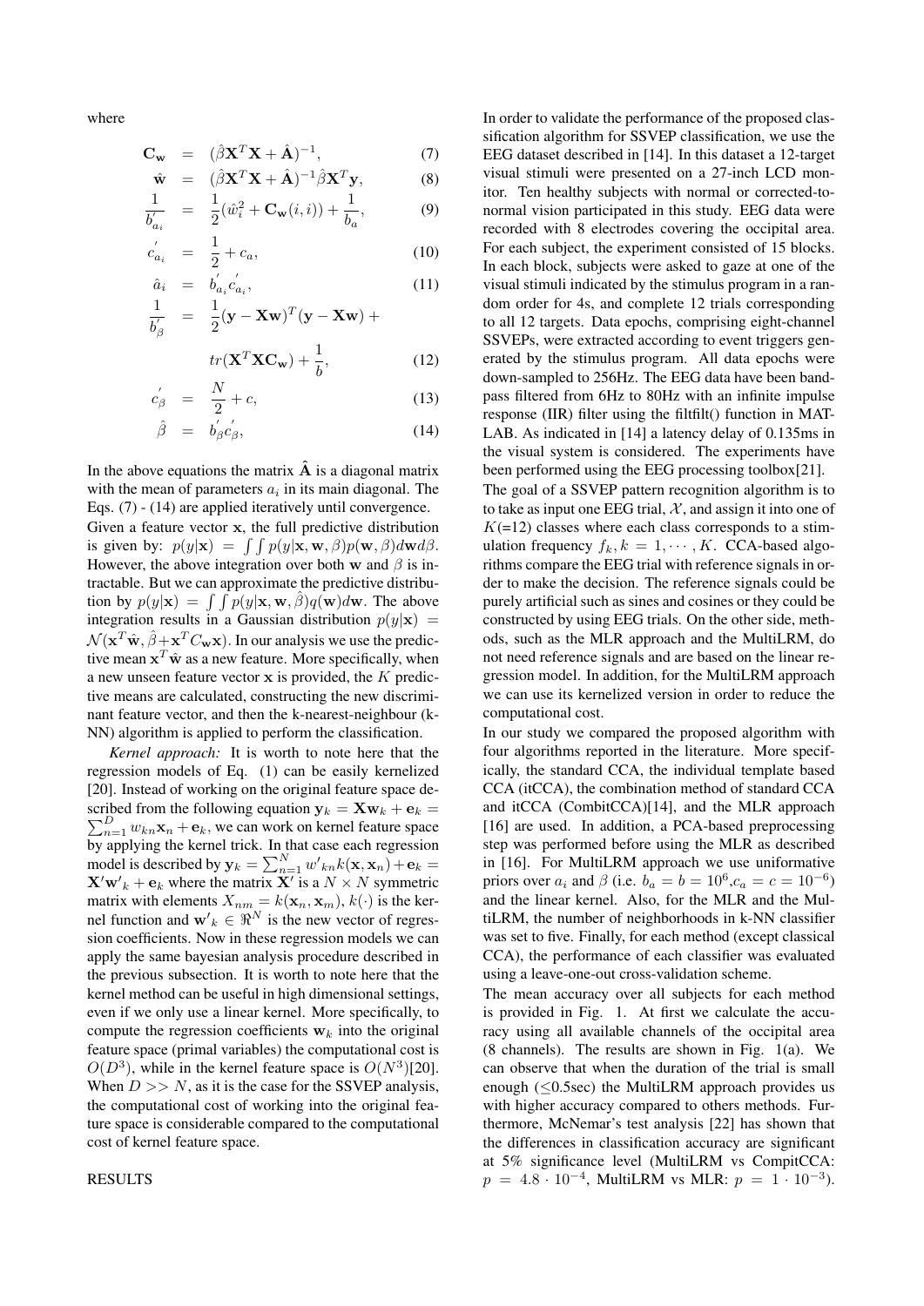where

$$\mathbf{C_w} = (\hat{\beta}\mathbf{X}^T\mathbf{X} + \hat{\mathbf{A}})^{-1}, \tag{7}$$

$$\hat{\mathbf{w}} = (\hat{\beta}\mathbf{X}^T\mathbf{X} + \hat{\mathbf{A}})^{-1}\hat{\beta}\mathbf{X}^T\mathbf{y}, \tag{8}$$

$$\frac{1}{b'_{a_i}} = \frac{1}{2}(\hat{w}_i^2 + \mathbf{C_w}(i,i)) + \frac{1}{b_a}, \tag{9}$$

$$c'_{a_i} = \frac{1}{2} + c_a, \tag{10}$$

$$\hat{a}_i = b'_{a_i}c'_{a_i}, \tag{11}$$

$$\frac{1}{b'_\beta} = \frac{1}{2}(\mathbf{y} - \mathbf{X}\mathbf{w})^T(\mathbf{y} - \mathbf{X}\mathbf{w}) + tr(\mathbf{X}^T\mathbf{X}\mathbf{C_w}) + \frac{1}{b}, \tag{12}$$

$$c'_\beta = \frac{N}{2} + c, \tag{13}$$

$$\hat{\beta} = b'_\beta c'_\beta, \tag{14}$$

In the above equations the matrix $\hat{\mathbf{A}}$ is a diagonal matrix with the mean of parameters $a_i$ in its main diagonal. The Eqs. (7) - (14) are applied iteratively until convergence. Given a feature vector $\mathbf{x}$, the full predictive distribution is given by: $p(y|\mathbf{x}) = \int\int p(y|\mathbf{x}, \mathbf{w}, \beta)p(\mathbf{w}, \beta)d\mathbf{w}d\beta$. However, the above integration over both $\mathbf{w}$ and $\beta$ is intractable. But we can approximate the predictive distribution by $p(y|\mathbf{x}) = \int\int p(y|\mathbf{x}, \mathbf{w}, \hat{\beta})q(\mathbf{w})d\mathbf{w}$. The above integration results in a Gaussian distribution $p(y|\mathbf{x}) = \mathcal{N}(\mathbf{x}^T\hat{\mathbf{w}}, \hat{\beta} + \mathbf{x}^T C_{\mathbf{w}}\mathbf{x})$. In our analysis we use the predictive mean $\mathbf{x}^T\hat{\mathbf{w}}$ as a new feature. More specifically, when a new unseen feature vector $\mathbf{x}$ is provided, the $K$ predictive means are calculated, constructing the new discriminant feature vector, and then the k-nearest-neighbour (k-NN) algorithm is applied to perform the classification.

*Kernel approach:* It is worth to note here that the regression models of Eq. (1) can be easily kernelized [20]. Instead of working on the original feature space described from the following equation $\mathbf{y}_k = \mathbf{X}\mathbf{w}_k + \mathbf{e}_k = \sum_{n=1}^{D} w_{kn}\mathbf{x}_n + \mathbf{e}_k$, we can work on kernel feature space by applying the kernel trick. In that case each regression model is described by $\mathbf{y}_k = \sum_{n=1}^{N} w'_{kn}k(\mathbf{x}, \mathbf{x}_n) + \mathbf{e}_k = \mathbf{X}'\mathbf{w}'_k + \mathbf{e}_k$ where the matrix $\mathbf{X}'$ is a $N \times N$ symmetric matrix with elements $X_{nm} = k(\mathbf{x}_n, \mathbf{x}_m)$, $k(\cdot)$ is the kernel function and $\mathbf{w}'_k \in \Re^N$ is the new vector of regression coefficients. Now in these regression models we can apply the same bayesian analysis procedure described in the previous subsection. It is worth to note here that the kernel method can be useful in high dimensional settings, even if we only use a linear kernel. More specifically, to compute the regression coefficients $\mathbf{w}_k$ into the original feature space (primal variables) the computational cost is $O(D^3)$, while in the kernel feature space is $O(N^3)$[20]. When $D >> N$, as it is the case for the SSVEP analysis, the computational cost of working into the original feature space is considerable compared to the computational cost of kernel feature space.

## RESULTS

In order to validate the performance of the proposed classification algorithm for SSVEP classification, we use the EEG dataset described in [14]. In this dataset a 12-target visual stimuli were presented on a 27-inch LCD monitor. Ten healthy subjects with normal or corrected-to-normal vision participated in this study. EEG data were recorded with 8 electrodes covering the occipital area. For each subject, the experiment consisted of 15 blocks. In each block, subjects were asked to gaze at one of the visual stimuli indicated by the stimulus program in a random order for 4s, and complete 12 trials corresponding to all 12 targets. Data epochs, comprising eight-channel SSVEPs, were extracted according to event triggers generated by the stimulus program. All data epochs were down-sampled to 256Hz. The EEG data have been bandpass filtered from 6Hz to 80Hz with an infinite impulse response (IIR) filter using the filtfilt() function in MATLAB. As indicated in [14] a latency delay of 0.135ms in the visual system is considered. The experiments have been performed using the EEG processing toolbox[21].

The goal of a SSVEP pattern recognition algorithm is to to take as input one EEG trial, $\mathcal{X}$, and assign it into one of $K$(=12) classes where each class corresponds to a stimulation frequency $f_k, k = 1, \cdots, K$. CCA-based algorithms compare the EEG trial with reference signals in order to make the decision. The reference signals could be purely artificial such as sines and cosines or they could be constructed by using EEG trials. On the other side, methods, such as the MLR approach and the MultiLRM, do not need reference signals and are based on the linear regression model. In addition, for the MultiLRM approach we can use its kernelized version in order to reduce the computational cost.

In our study we compared the proposed algorithm with four algorithms reported in the literature. More specifically, the standard CCA, the individual template based CCA (itCCA), the combination method of standard CCA and itCCA (CombitCCA)[14], and the MLR approach [16] are used. In addition, a PCA-based preprocessing step was performed before using the MLR as described in [16]. For MultiLRM approach we use uniformative priors over $a_i$ and $\beta$ (i.e. $b_a = b = 10^6$,$c_a = c = 10^{-6}$) and the linear kernel. Also, for the MLR and the MultiLRM, the number of neighborhoods in k-NN classifier was set to five. Finally, for each method (except classical CCA), the performance of each classifier was evaluated using a leave-one-out cross-validation scheme.

The mean accuracy over all subjects for each method is provided in Fig. 1. At first we calculate the accuracy using all available channels of the occipital area (8 channels). The results are shown in Fig. 1(a). We can observe that when the duration of the trial is small enough ($\leq$0.5sec) the MultiLRM approach provides us with higher accuracy compared to others methods. Furthermore, McNemar's test analysis [22] has shown that the differences in classification accuracy are significant at 5% significance level (MultiLRM vs CompitCCA: $p = 4.8 \cdot 10^{-4}$, MultiLRM vs MLR: $p = 1 \cdot 10^{-3}$).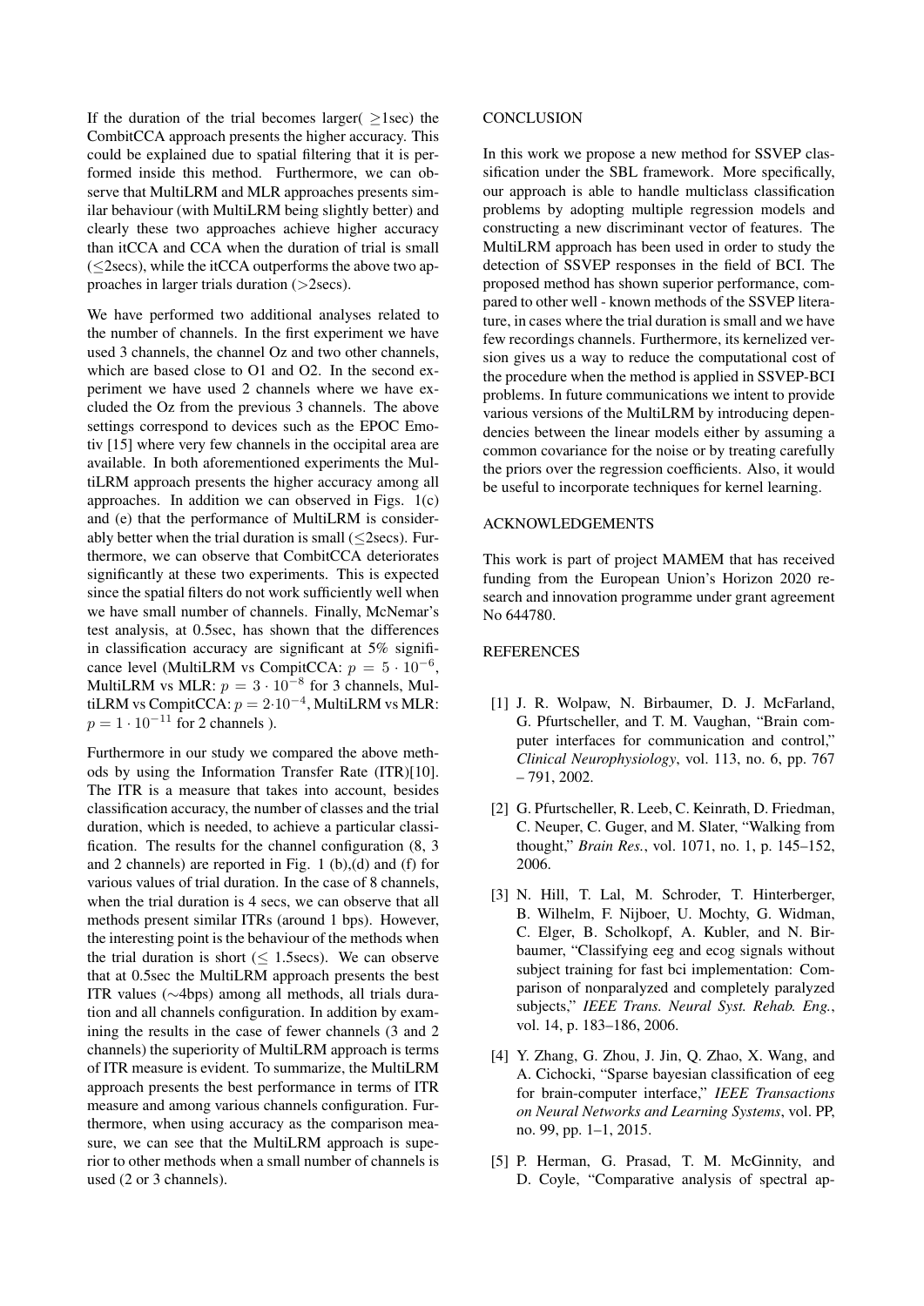If the duration of the trial becomes larger( $\geq$1sec) the CombitCCA approach presents the higher accuracy. This could be explained due to spatial filtering that it is performed inside this method. Furthermore, we can observe that MultiLRM and MLR approaches presents similar behaviour (with MultiLRM being slightly better) and clearly these two approaches achieve higher accuracy than itCCA and CCA when the duration of trial is small ($\leq$2secs), while the itCCA outperforms the above two approaches in larger trials duration ($>$2secs).

We have performed two additional analyses related to the number of channels. In the first experiment we have used 3 channels, the channel Oz and two other channels, which are based close to O1 and O2. In the second experiment we have used 2 channels where we have excluded the Oz from the previous 3 channels. The above settings correspond to devices such as the EPOC Emotiv [15] where very few channels in the occipital area are available. In both aforementioned experiments the MultiLRM approach presents the higher accuracy among all approaches. In addition we can observed in Figs. 1(c) and (e) that the performance of MultiLRM is considerably better when the trial duration is small ($\leq$2secs). Furthermore, we can observe that CombitCCA deteriorates significantly at these two experiments. This is expected since the spatial filters do not work sufficiently well when we have small number of channels. Finally, McNemar's test analysis, at 0.5sec, has shown that the differences in classification accuracy are significant at 5% significance level (MultiLRM vs CompitCCA: $p = 5 \cdot 10^{-6}$, MultiLRM vs MLR: $p = 3 \cdot 10^{-8}$ for 3 channels, MultiLRM vs CompitCCA: $p = 2 \cdot 10^{-4}$, MultiLRM vs MLR: $p = 1 \cdot 10^{-11}$ for 2 channels ).

Furthermore in our study we compared the above methods by using the Information Transfer Rate (ITR)[10]. The ITR is a measure that takes into account, besides classification accuracy, the number of classes and the trial duration, which is needed, to achieve a particular classification. The results for the channel configuration (8, 3 and 2 channels) are reported in Fig. 1 (b),(d) and (f) for various values of trial duration. In the case of 8 channels, when the trial duration is 4 secs, we can observe that all methods present similar ITRs (around 1 bps). However, the interesting point is the behaviour of the methods when the trial duration is short ($\leq$ 1.5secs). We can observe that at 0.5sec the MultiLRM approach presents the best ITR values ($\sim$4bps) among all methods, all trials duration and all channels configuration. In addition by examining the results in the case of fewer channels (3 and 2 channels) the superiority of MultiLRM approach is terms of ITR measure is evident. To summarize, the MultiLRM approach presents the best performance in terms of ITR measure and among various channels configuration. Furthermore, when using accuracy as the comparison measure, we can see that the MultiLRM approach is superior to other methods when a small number of channels is used (2 or 3 channels).

## CONCLUSION

In this work we propose a new method for SSVEP classification under the SBL framework. More specifically, our approach is able to handle multiclass classification problems by adopting multiple regression models and constructing a new discriminant vector of features. The MultiLRM approach has been used in order to study the detection of SSVEP responses in the field of BCI. The proposed method has shown superior performance, compared to other well - known methods of the SSVEP literature, in cases where the trial duration is small and we have few recordings channels. Furthermore, its kernelized version gives us a way to reduce the computational cost of the procedure when the method is applied in SSVEP-BCI problems. In future communications we intent to provide various versions of the MultiLRM by introducing dependencies between the linear models either by assuming a common covariance for the noise or by treating carefully the priors over the regression coefficients. Also, it would be useful to incorporate techniques for kernel learning.

## ACKNOWLEDGEMENTS

This work is part of project MAMEM that has received funding from the European Union's Horizon 2020 research and innovation programme under grant agreement No 644780.

## REFERENCES

[1] J. R. Wolpaw, N. Birbaumer, D. J. McFarland, G. Pfurtscheller, and T. M. Vaughan, "Brain computer interfaces for communication and control," *Clinical Neurophysiology*, vol. 113, no. 6, pp. 767 – 791, 2002.

[2] G. Pfurtscheller, R. Leeb, C. Keinrath, D. Friedman, C. Neuper, C. Guger, and M. Slater, "Walking from thought," *Brain Res.*, vol. 1071, no. 1, p. 145–152, 2006.

[3] N. Hill, T. Lal, M. Schroder, T. Hinterberger, B. Wilhelm, F. Nijboer, U. Mochty, G. Widman, C. Elger, B. Scholkopf, A. Kubler, and N. Birbaumer, "Classifying eeg and ecog signals without subject training for fast bci implementation: Comparison of nonparalyzed and completely paralyzed subjects," *IEEE Trans. Neural Syst. Rehab. Eng.*, vol. 14, p. 183–186, 2006.

[4] Y. Zhang, G. Zhou, J. Jin, Q. Zhao, X. Wang, and A. Cichocki, "Sparse bayesian classification of eeg for brain-computer interface," *IEEE Transactions on Neural Networks and Learning Systems*, vol. PP, no. 99, pp. 1–1, 2015.

[5] P. Herman, G. Prasad, T. M. McGinnity, and D. Coyle, "Comparative analysis of spectral ap-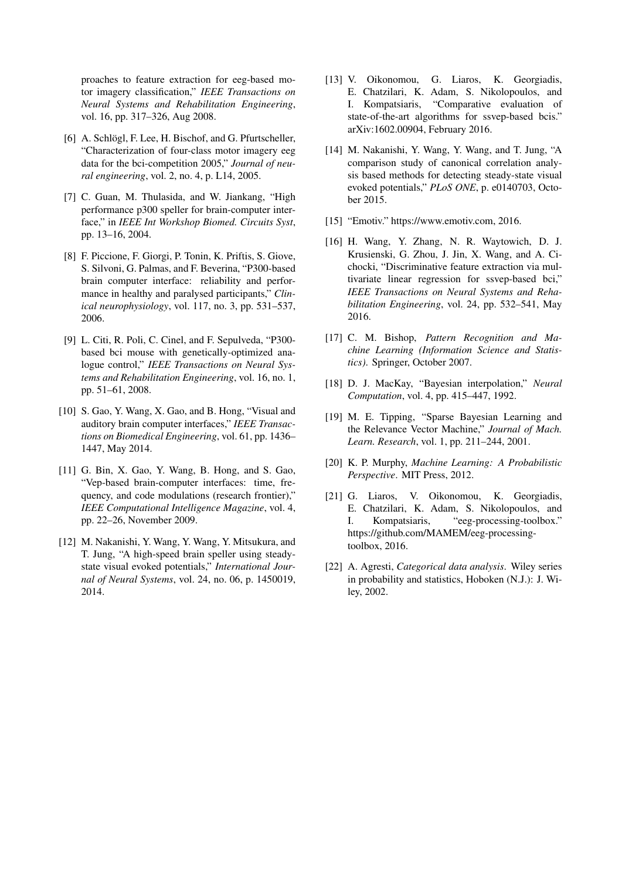proaches to feature extraction for eeg-based motor imagery classification," *IEEE Transactions on Neural Systems and Rehabilitation Engineering*, vol. 16, pp. 317–326, Aug 2008.

[6] A. Schlögl, F. Lee, H. Bischof, and G. Pfurtscheller, "Characterization of four-class motor imagery eeg data for the bci-competition 2005," *Journal of neural engineering*, vol. 2, no. 4, p. L14, 2005.

[7] C. Guan, M. Thulasida, and W. Jiankang, "High performance p300 speller for brain-computer interface," in *IEEE Int Workshop Biomed. Circuits Syst*, pp. 13–16, 2004.

[8] F. Piccione, F. Giorgi, P. Tonin, K. Priftis, S. Giove, S. Silvoni, G. Palmas, and F. Beverina, "P300-based brain computer interface: reliability and performance in healthy and paralysed participants," *Clinical neurophysiology*, vol. 117, no. 3, pp. 531–537, 2006.

[9] L. Citi, R. Poli, C. Cinel, and F. Sepulveda, "P300-based bci mouse with genetically-optimized analogue control," *IEEE Transactions on Neural Systems and Rehabilitation Engineering*, vol. 16, no. 1, pp. 51–61, 2008.

[10] S. Gao, Y. Wang, X. Gao, and B. Hong, "Visual and auditory brain computer interfaces," *IEEE Transactions on Biomedical Engineering*, vol. 61, pp. 1436–1447, May 2014.

[11] G. Bin, X. Gao, Y. Wang, B. Hong, and S. Gao, "Vep-based brain-computer interfaces: time, frequency, and code modulations (research frontier)," *IEEE Computational Intelligence Magazine*, vol. 4, pp. 22–26, November 2009.

[12] M. Nakanishi, Y. Wang, Y. Wang, Y. Mitsukura, and T. Jung, "A high-speed brain speller using steady-state visual evoked potentials," *International Journal of Neural Systems*, vol. 24, no. 06, p. 1450019, 2014.

[13] V. Oikonomou, G. Liaros, K. Georgiadis, E. Chatzilari, K. Adam, S. Nikolopoulos, and I. Kompatsiaris, "Comparative evaluation of state-of-the-art algorithms for ssvep-based bcis." arXiv:1602.00904, February 2016.

[14] M. Nakanishi, Y. Wang, Y. Wang, and T. Jung, "A comparison study of canonical correlation analysis based methods for detecting steady-state visual evoked potentials," *PLoS ONE*, p. e0140703, October 2015.

[15] "Emotiv." https://www.emotiv.com, 2016.

[16] H. Wang, Y. Zhang, N. R. Waytowich, D. J. Krusienski, G. Zhou, J. Jin, X. Wang, and A. Cichocki, "Discriminative feature extraction via multivariate linear regression for ssvep-based bci," *IEEE Transactions on Neural Systems and Rehabilitation Engineering*, vol. 24, pp. 532–541, May 2016.

[17] C. M. Bishop, *Pattern Recognition and Machine Learning (Information Science and Statistics)*. Springer, October 2007.

[18] D. J. MacKay, "Bayesian interpolation," *Neural Computation*, vol. 4, pp. 415–447, 1992.

[19] M. E. Tipping, "Sparse Bayesian Learning and the Relevance Vector Machine," *Journal of Mach. Learn. Research*, vol. 1, pp. 211–244, 2001.

[20] K. P. Murphy, *Machine Learning: A Probabilistic Perspective*. MIT Press, 2012.

[21] G. Liaros, V. Oikonomou, K. Georgiadis, E. Chatzilari, K. Adam, S. Nikolopoulos, and I. Kompatsiaris, "eeg-processing-toolbox." https://github.com/MAMEM/eeg-processing-toolbox, 2016.

[22] A. Agresti, *Categorical data analysis*. Wiley series in probability and statistics, Hoboken (N.J.): J. Wiley, 2002.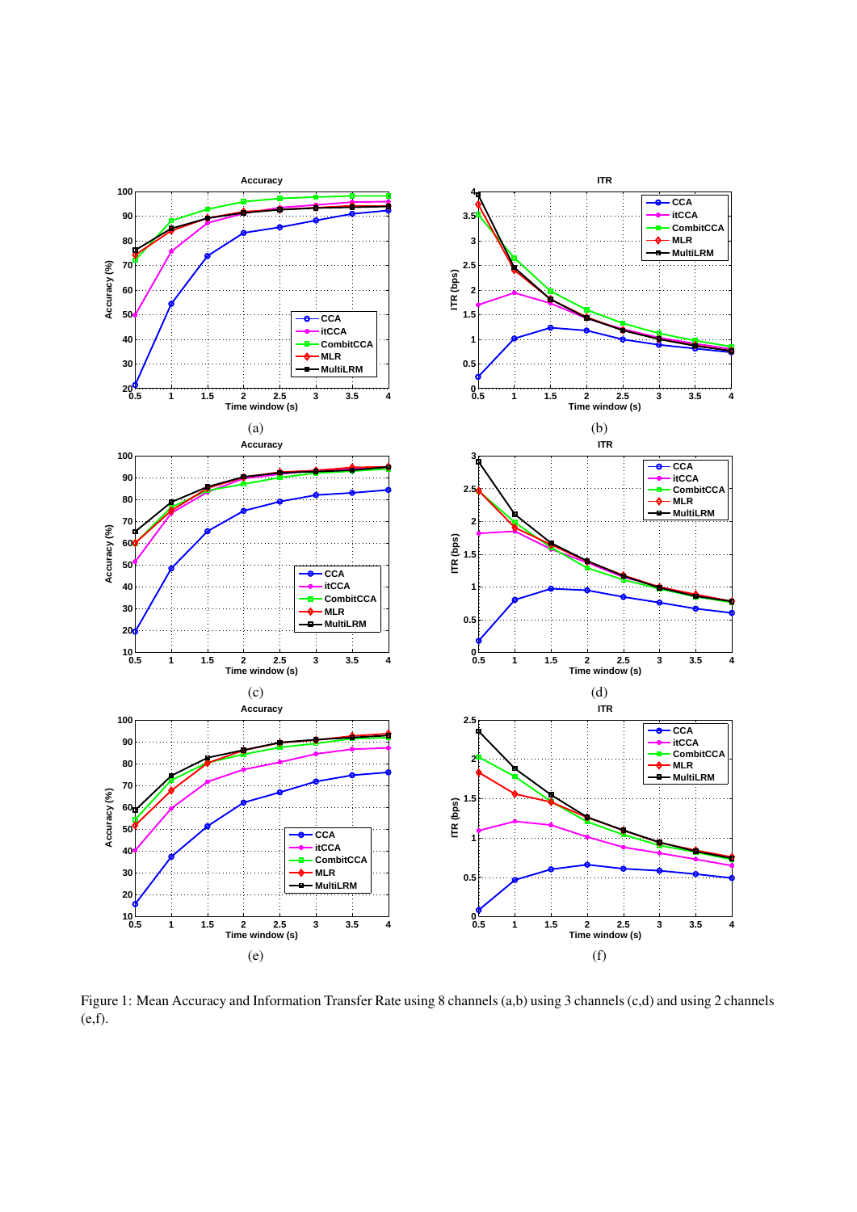Accuracy

100
90
80
70
60
50
40
30
20

Accuracy (%)

0.5 1 1.5 2 2.5 3 3.5 4

Time window (s)

CCA
itCCA
CombitCCA
MLR
MultiLRM

(a)

ITR

4
3.5
3
2.5
2
1.5
1
0.5
0

ITR (bps)

0.5 1 1.5 2 2.5 3 3.5 4

Time window (s)

CCA
itCCA
CombitCCA
MLR
MultiLRM

(b)

Accuracy

100
90
80
70
60
50
40
30
20
10

Accuracy (%)

0.5 1 1.5 2 2.5 3 3.5 4

Time window (s)

CCA
itCCA
CombitCCA
MLR
MultiLRM

(c)

ITR

3
2.5
2
1.5
1
0.5
0

ITR (bps)

0.5 1 1.5 2 2.5 3 3.5 4

Time window (s)

CCA
itCCA
CombitCCA
MLR
MultiLRM

(d)

Accuracy

100
90
80
70
60
50
40
30
20
10

Accuracy (%)

0.5 1 1.5 2 2.5 3 3.5 4

Time window (s)

CCA
itCCA
CombitCCA
MLR
MultiLRM

(e)

ITR

2.5
2
1.5
1
0.5
0

ITR (bps)

0.5 1 1.5 2 2.5 3 3.5 4

Time window (s)

CCA
itCCA
CombitCCA
MLR
MultiLRM

(f)

Figure 1: Mean Accuracy and Information Transfer Rate using 8 channels (a,b) using 3 channels (c,d) and using 2 channels (e,f).